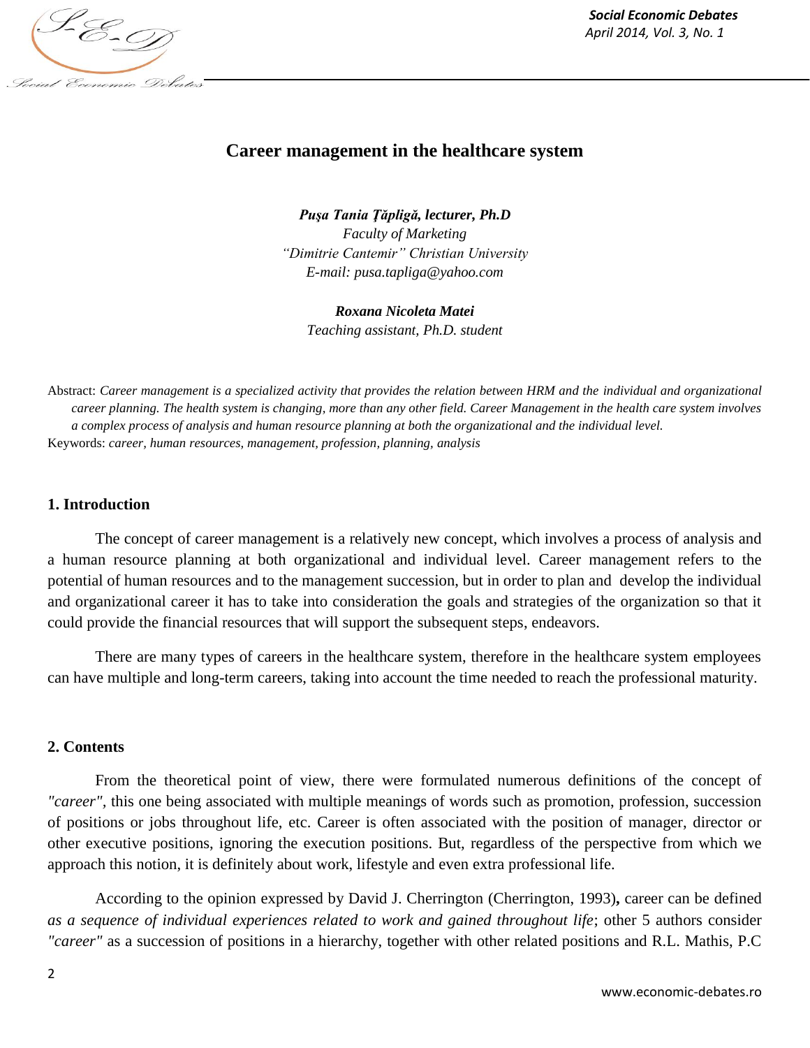# Career management in the healthcare system

***Puşa Tania Ţăpligă, lecturer, Ph.D***
*Faculty of Marketing*
*"Dimitrie Cantemir" Christian University*
*E-mail: pusa.tapliga@yahoo.com*

***Roxana Nicoleta Matei***
*Teaching assistant, Ph.D. student*

Abstract: *Career management is a specialized activity that provides the relation between HRM and the individual and organizational career planning. The health system is changing, more than any other field. Career Management in the health care system involves a complex process of analysis and human resource planning at both the organizational and the individual level.*

Keywords: *career, human resources, management, profession, planning, analysis*

## 1. Introduction

The concept of career management is a relatively new concept, which involves a process of analysis and a human resource planning at both organizational and individual level. Career management refers to the potential of human resources and to the management succession, but in order to plan and develop the individual and organizational career it has to take into consideration the goals and strategies of the organization so that it could provide the financial resources that will support the subsequent steps, endeavors.

There are many types of careers in the healthcare system, therefore in the healthcare system employees can have multiple and long-term careers, taking into account the time needed to reach the professional maturity.

## 2. Contents

From the theoretical point of view, there were formulated numerous definitions of the concept of *"career"*, this one being associated with multiple meanings of words such as promotion, profession, succession of positions or jobs throughout life, etc. Career is often associated with the position of manager, director or other executive positions, ignoring the execution positions. But, regardless of the perspective from which we approach this notion, it is definitely about work, lifestyle and even extra professional life.

According to the opinion expressed by David J. Cherrington (Cherrington, 1993)**,** career can be defined *as a sequence of individual experiences related to work and gained throughout life*; other 5 authors consider *"career"* as a succession of positions in a hierarchy, together with other related positions and R.L. Mathis, P.C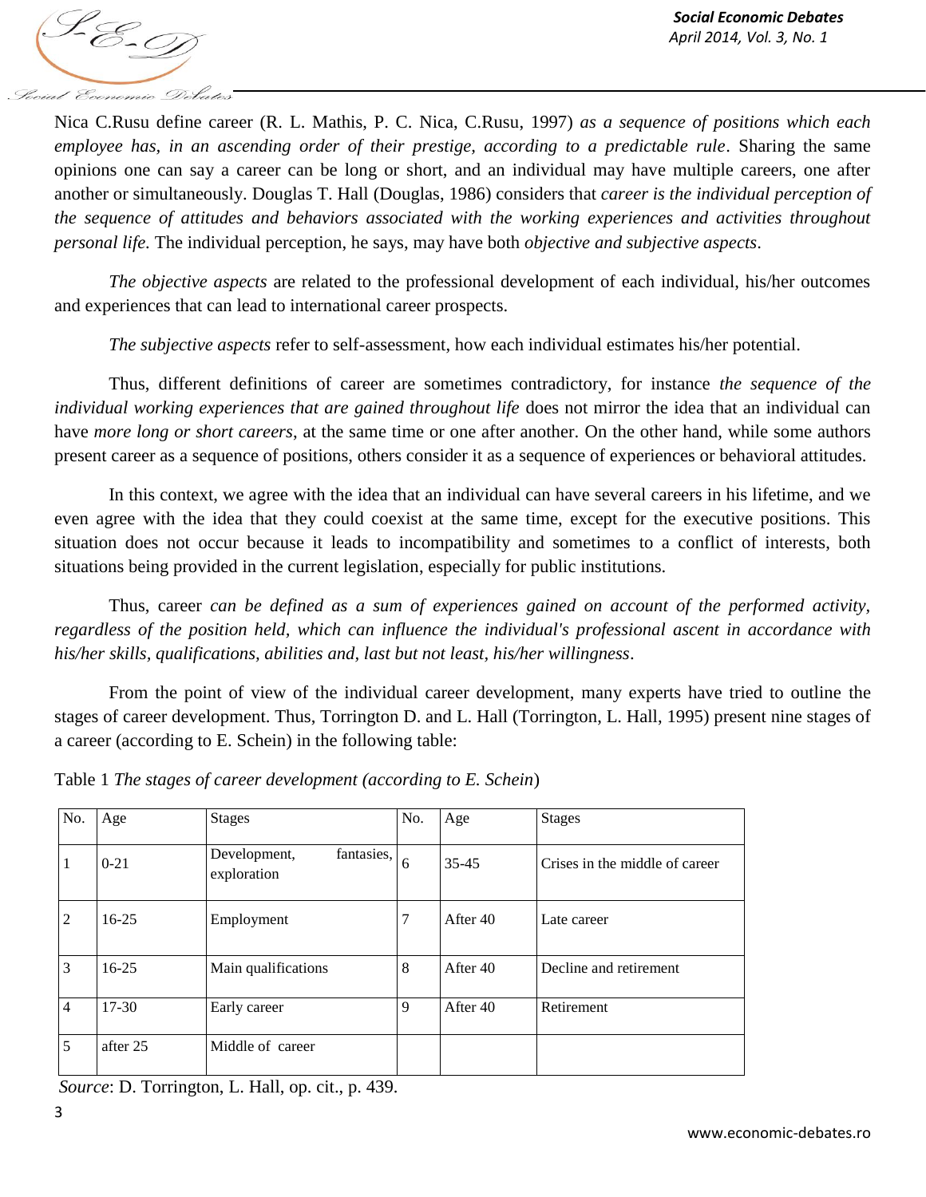Nica C.Rusu define career (R. L. Mathis, P. C. Nica, C.Rusu, 1997) *as a sequence of positions which each employee has, in an ascending order of their prestige, according to a predictable rule*. Sharing the same opinions one can say a career can be long or short, and an individual may have multiple careers, one after another or simultaneously. Douglas T. Hall (Douglas, 1986) considers that *career is the individual perception of the sequence of attitudes and behaviors associated with the working experiences and activities throughout personal life.* The individual perception, he says, may have both *objective and subjective aspects*.

*The objective aspects* are related to the professional development of each individual, his/her outcomes and experiences that can lead to international career prospects.

*The subjective aspects* refer to self-assessment, how each individual estimates his/her potential.

Thus, different definitions of career are sometimes contradictory, for instance *the sequence of the individual working experiences that are gained throughout life* does not mirror the idea that an individual can have *more long or short careers*, at the same time or one after another. On the other hand, while some authors present career as a sequence of positions, others consider it as a sequence of experiences or behavioral attitudes.

In this context, we agree with the idea that an individual can have several careers in his lifetime, and we even agree with the idea that they could coexist at the same time, except for the executive positions. This situation does not occur because it leads to incompatibility and sometimes to a conflict of interests, both situations being provided in the current legislation, especially for public institutions.

Thus, career *can be defined as a sum of experiences gained on account of the performed activity, regardless of the position held, which can influence the individual's professional ascent in accordance with his/her skills, qualifications, abilities and, last but not least, his/her willingness*.

From the point of view of the individual career development, many experts have tried to outline the stages of career development. Thus, Torrington D. and L. Hall (Torrington, L. Hall, 1995) present nine stages of a career (according to E. Schein) in the following table:

Table 1 *The stages of career development (according to E. Schein*)

| No. | Age | Stages | No. | Age | Stages |
|---|---|---|---|---|---|
| 1 | 0-21 | Development, fantasies, exploration | 6 | 35-45 | Crises in the middle of career |
| 2 | 16-25 | Employment | 7 | After 40 | Late career |
| 3 | 16-25 | Main qualifications | 8 | After 40 | Decline and retirement |
| 4 | 17-30 | Early career | 9 | After 40 | Retirement |
| 5 | after 25 | Middle of career | | | |

*Source*: D. Torrington, L. Hall, op. cit., p. 439.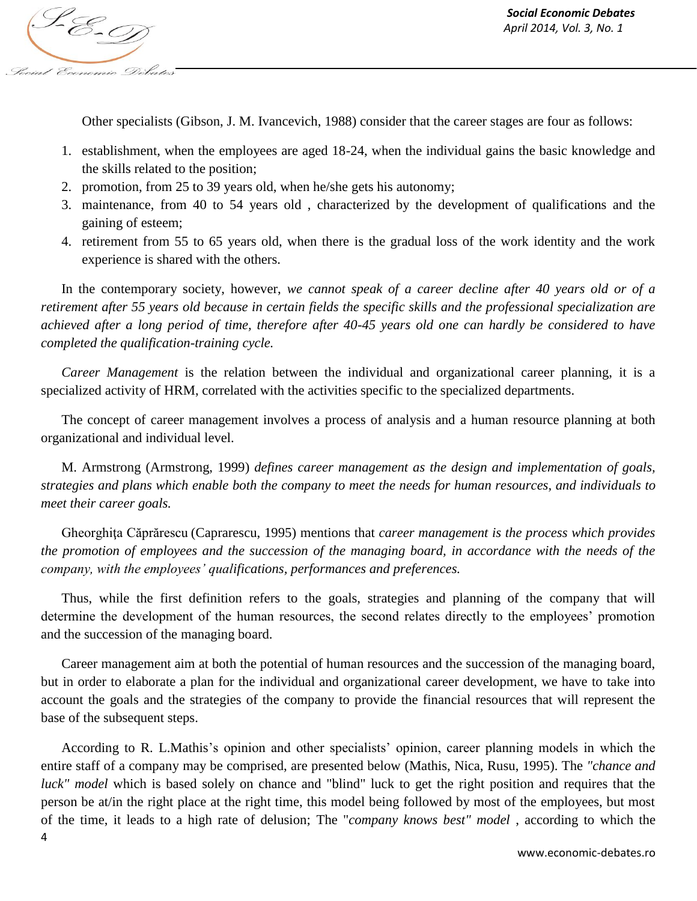Other specialists (Gibson, J. M. Ivancevich, 1988) consider that the career stages are four as follows:

1. establishment, when the employees are aged 18-24, when the individual gains the basic knowledge and the skills related to the position;
2. promotion, from 25 to 39 years old, when he/she gets his autonomy;
3. maintenance, from 40 to 54 years old , characterized by the development of qualifications and the gaining of esteem;
4. retirement from 55 to 65 years old, when there is the gradual loss of the work identity and the work experience is shared with the others.

In the contemporary society, however, *we cannot speak of a career decline after 40 years old or of a retirement after 55 years old because in certain fields the specific skills and the professional specialization are achieved after a long period of time, therefore after 40-45 years old one can hardly be considered to have completed the qualification-training cycle.*

*Career Management* is the relation between the individual and organizational career planning, it is a specialized activity of HRM, correlated with the activities specific to the specialized departments.

The concept of career management involves a process of analysis and a human resource planning at both organizational and individual level.

M. Armstrong (Armstrong, 1999) *defines career management as the design and implementation of goals, strategies and plans which enable both the company to meet the needs for human resources, and individuals to meet their career goals.*

Gheorghiţa Căprărescu (Caprarescu, 1995) mentions that *career management is the process which provides the promotion of employees and the succession of the managing board, in accordance with the needs of the company, with the employees' qualifications, performances and preferences.*

Thus, while the first definition refers to the goals, strategies and planning of the company that will determine the development of the human resources, the second relates directly to the employees' promotion and the succession of the managing board.

Career management aim at both the potential of human resources and the succession of the managing board, but in order to elaborate a plan for the individual and organizational career development, we have to take into account the goals and the strategies of the company to provide the financial resources that will represent the base of the subsequent steps.

According to R. L.Mathis's opinion and other specialists' opinion, career planning models in which the entire staff of a company may be comprised, are presented below (Mathis, Nica, Rusu, 1995). The *"chance and luck" model* which is based solely on chance and "blind" luck to get the right position and requires that the person be at/in the right place at the right time, this model being followed by most of the employees, but most of the time, it leads to a high rate of delusion; The "*company knows best" model* , according to which the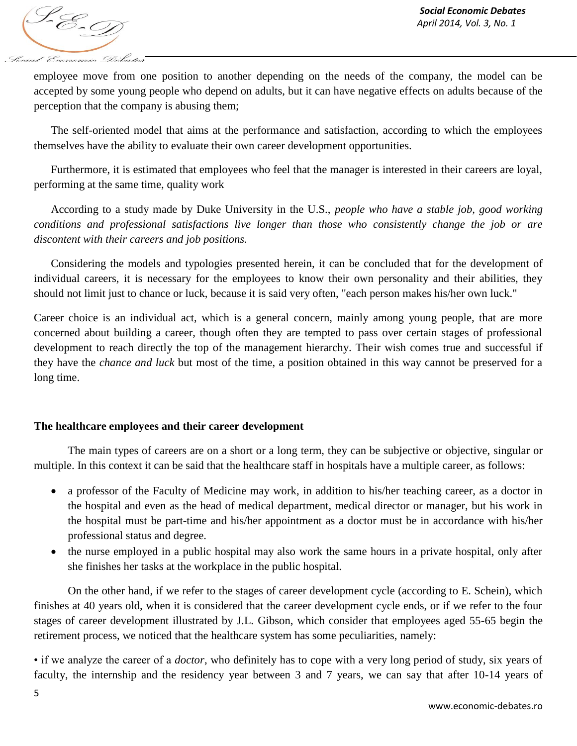employee move from one position to another depending on the needs of the company, the model can be accepted by some young people who depend on adults, but it can have negative effects on adults because of the perception that the company is abusing them;

The self-oriented model that aims at the performance and satisfaction, according to which the employees themselves have the ability to evaluate their own career development opportunities.

Furthermore, it is estimated that employees who feel that the manager is interested in their careers are loyal, performing at the same time, quality work

According to a study made by Duke University in the U.S., *people who have a stable job, good working conditions and professional satisfactions live longer than those who consistently change the job or are discontent with their careers and job positions.*

Considering the models and typologies presented herein, it can be concluded that for the development of individual careers, it is necessary for the employees to know their own personality and their abilities, they should not limit just to chance or luck, because it is said very often, "each person makes his/her own luck."

Career choice is an individual act, which is a general concern, mainly among young people, that are more concerned about building a career, though often they are tempted to pass over certain stages of professional development to reach directly the top of the management hierarchy. Their wish comes true and successful if they have the *chance and luck* but most of the time, a position obtained in this way cannot be preserved for a long time.

## The healthcare employees and their career development

The main types of careers are on a short or a long term, they can be subjective or objective, singular or multiple. In this context it can be said that the healthcare staff in hospitals have a multiple career, as follows:

- a professor of the Faculty of Medicine may work, in addition to his/her teaching career, as a doctor in the hospital and even as the head of medical department, medical director or manager, but his work in the hospital must be part-time and his/her appointment as a doctor must be in accordance with his/her professional status and degree.
- the nurse employed in a public hospital may also work the same hours in a private hospital, only after she finishes her tasks at the workplace in the public hospital.

On the other hand, if we refer to the stages of career development cycle (according to E. Schein), which finishes at 40 years old, when it is considered that the career development cycle ends, or if we refer to the four stages of career development illustrated by J.L. Gibson, which consider that employees aged 55-65 begin the retirement process, we noticed that the healthcare system has some peculiarities, namely:

• if we analyze the career of a *doctor*, who definitely has to cope with a very long period of study, six years of faculty, the internship and the residency year between 3 and 7 years, we can say that after 10-14 years of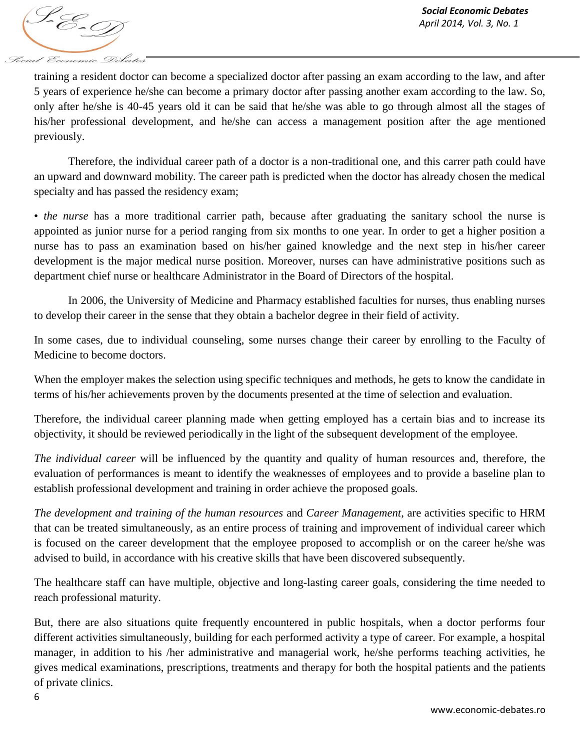training a resident doctor can become a specialized doctor after passing an exam according to the law, and after 5 years of experience he/she can become a primary doctor after passing another exam according to the law. So, only after he/she is 40-45 years old it can be said that he/she was able to go through almost all the stages of his/her professional development, and he/she can access a management position after the age mentioned previously.

Therefore, the individual career path of a doctor is a non-traditional one, and this carrer path could have an upward and downward mobility. The career path is predicted when the doctor has already chosen the medical specialty and has passed the residency exam;

• *the nurse* has a more traditional carrier path, because after graduating the sanitary school the nurse is appointed as junior nurse for a period ranging from six months to one year. In order to get a higher position a nurse has to pass an examination based on his/her gained knowledge and the next step in his/her career development is the major medical nurse position. Moreover, nurses can have administrative positions such as department chief nurse or healthcare Administrator in the Board of Directors of the hospital.

In 2006, the University of Medicine and Pharmacy established faculties for nurses, thus enabling nurses to develop their career in the sense that they obtain a bachelor degree in their field of activity.

In some cases, due to individual counseling, some nurses change their career by enrolling to the Faculty of Medicine to become doctors.

When the employer makes the selection using specific techniques and methods, he gets to know the candidate in terms of his/her achievements proven by the documents presented at the time of selection and evaluation.

Therefore, the individual career planning made when getting employed has a certain bias and to increase its objectivity, it should be reviewed periodically in the light of the subsequent development of the employee.

*The individual career* will be influenced by the quantity and quality of human resources and, therefore, the evaluation of performances is meant to identify the weaknesses of employees and to provide a baseline plan to establish professional development and training in order achieve the proposed goals.

*The development and training of the human resources* and *Career Management*, are activities specific to HRM that can be treated simultaneously, as an entire process of training and improvement of individual career which is focused on the career development that the employee proposed to accomplish or on the career he/she was advised to build, in accordance with his creative skills that have been discovered subsequently.

The healthcare staff can have multiple, objective and long-lasting career goals, considering the time needed to reach professional maturity.

But, there are also situations quite frequently encountered in public hospitals, when a doctor performs four different activities simultaneously, building for each performed activity a type of career. For example, a hospital manager, in addition to his /her administrative and managerial work, he/she performs teaching activities, he gives medical examinations, prescriptions, treatments and therapy for both the hospital patients and the patients of private clinics.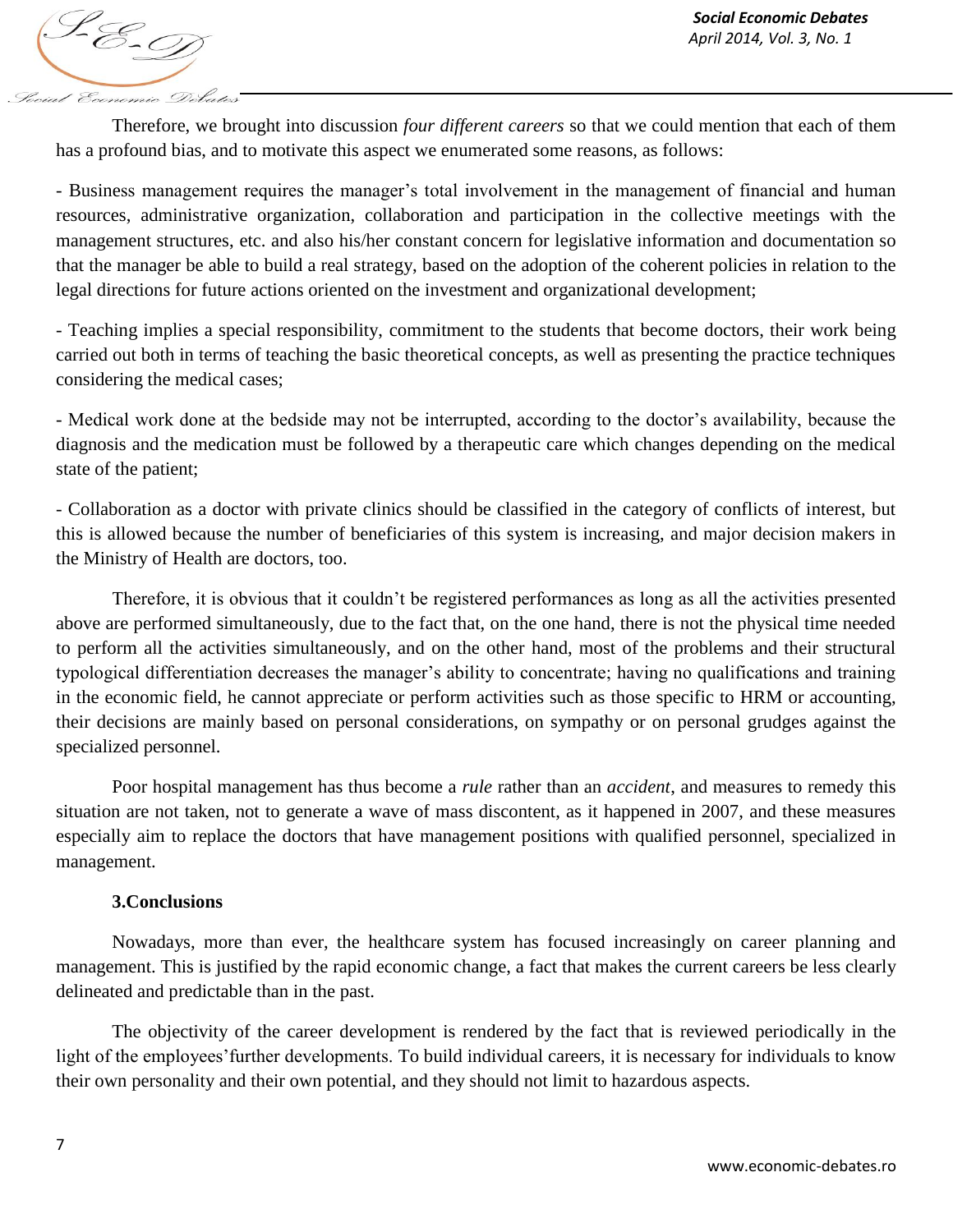Therefore, we brought into discussion *four different careers* so that we could mention that each of them has a profound bias, and to motivate this aspect we enumerated some reasons, as follows:

- Business management requires the manager's total involvement in the management of financial and human resources, administrative organization, collaboration and participation in the collective meetings with the management structures, etc. and also his/her constant concern for legislative information and documentation so that the manager be able to build a real strategy, based on the adoption of the coherent policies in relation to the legal directions for future actions oriented on the investment and organizational development;

- Teaching implies a special responsibility, commitment to the students that become doctors, their work being carried out both in terms of teaching the basic theoretical concepts, as well as presenting the practice techniques considering the medical cases;

- Medical work done at the bedside may not be interrupted, according to the doctor's availability, because the diagnosis and the medication must be followed by a therapeutic care which changes depending on the medical state of the patient;

- Collaboration as a doctor with private clinics should be classified in the category of conflicts of interest, but this is allowed because the number of beneficiaries of this system is increasing, and major decision makers in the Ministry of Health are doctors, too.

Therefore, it is obvious that it couldn't be registered performances as long as all the activities presented above are performed simultaneously, due to the fact that, on the one hand, there is not the physical time needed to perform all the activities simultaneously, and on the other hand, most of the problems and their structural typological differentiation decreases the manager's ability to concentrate; having no qualifications and training in the economic field, he cannot appreciate or perform activities such as those specific to HRM or accounting, their decisions are mainly based on personal considerations, on sympathy or on personal grudges against the specialized personnel.

Poor hospital management has thus become a *rule* rather than an *accident*, and measures to remedy this situation are not taken, not to generate a wave of mass discontent, as it happened in 2007, and these measures especially aim to replace the doctors that have management positions with qualified personnel, specialized in management.

## 3.Conclusions

Nowadays, more than ever, the healthcare system has focused increasingly on career planning and management. This is justified by the rapid economic change, a fact that makes the current careers be less clearly delineated and predictable than in the past.

The objectivity of the career development is rendered by the fact that is reviewed periodically in the light of the employees'further developments. To build individual careers, it is necessary for individuals to know their own personality and their own potential, and they should not limit to hazardous aspects.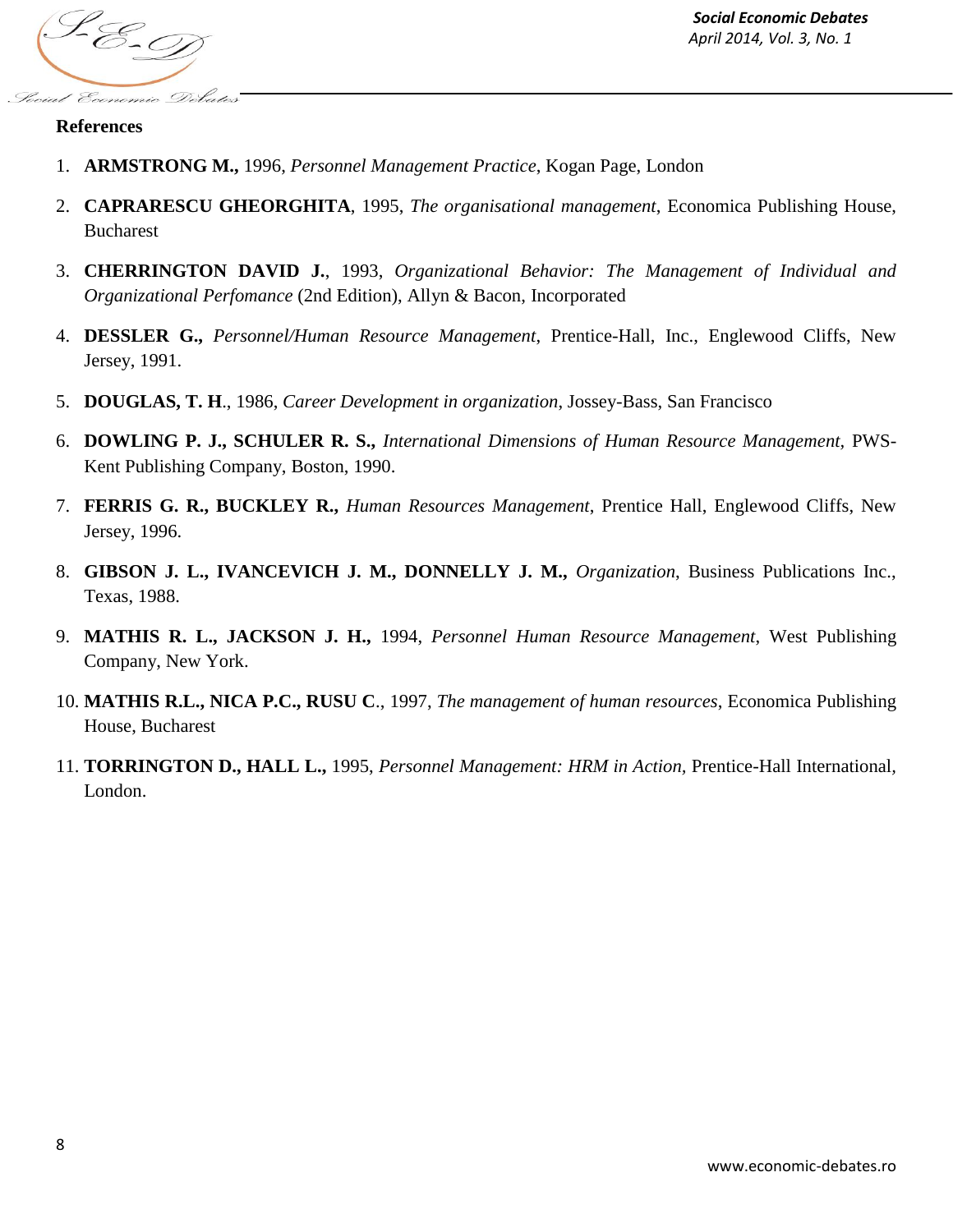## References

1. **ARMSTRONG M.,** 1996, *Personnel Management Practice*, Kogan Page, London
2. **CAPRARESCU GHEORGHITA**, 1995, *The organisational management*, Economica Publishing House, Bucharest
3. **CHERRINGTON DAVID J.**, 1993, *Organizational Behavior: The Management of Individual and Organizational Perfomance* (2nd Edition), Allyn & Bacon, Incorporated
4. **DESSLER G.,** *Personnel/Human Resource Management*, Prentice-Hall, Inc., Englewood Cliffs, New Jersey, 1991.
5. **DOUGLAS, T. H**., 1986, *Career Development in organization*, Jossey-Bass, San Francisco
6. **DOWLING P. J., SCHULER R. S.,** *International Dimensions of Human Resource Management*, PWS-Kent Publishing Company, Boston, 1990.
7. **FERRIS G. R., BUCKLEY R.,** *Human Resources Management*, Prentice Hall, Englewood Cliffs, New Jersey, 1996.
8. **GIBSON J. L., IVANCEVICH J. M., DONNELLY J. M.,** *Organization*, Business Publications Inc., Texas, 1988.
9. **MATHIS R. L., JACKSON J. H.,** 1994, *Personnel Human Resource Management*, West Publishing Company, New York.
10. **MATHIS R.L., NICA P.C., RUSU C**., 1997, *The management of human resources*, Economica Publishing House, Bucharest
11. **TORRINGTON D., HALL L.,** 1995, *Personnel Management: HRM in Action,* Prentice-Hall International, London.